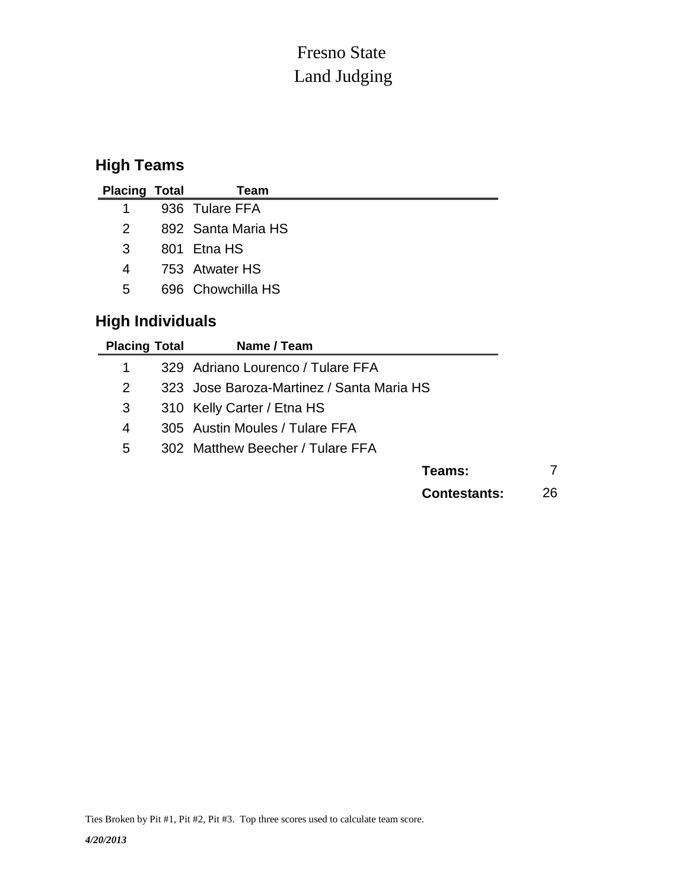# Fresno State
# Land Judging

## High Teams

| Placing | Total | Team |
|---|---|---|
| 1 | 936 | Tulare FFA |
| 2 | 892 | Santa Maria HS |
| 3 | 801 | Etna HS |
| 4 | 753 | Atwater HS |
| 5 | 696 | Chowchilla HS |

## High Individuals

| Placing | Total | Name / Team |
|---|---|---|
| 1 | 329 | Adriano Lourenco / Tulare FFA |
| 2 | 323 | Jose Baroza-Martinez / Santa Maria HS |
| 3 | 310 | Kelly Carter / Etna HS |
| 4 | 305 | Austin Moules / Tulare FFA |
| 5 | 302 | Matthew Beecher / Tulare FFA |

**Teams:** 7

**Contestants:** 26

Ties Broken by Pit #1, Pit #2, Pit #3. Top three scores used to calculate team score.

*4/20/2013*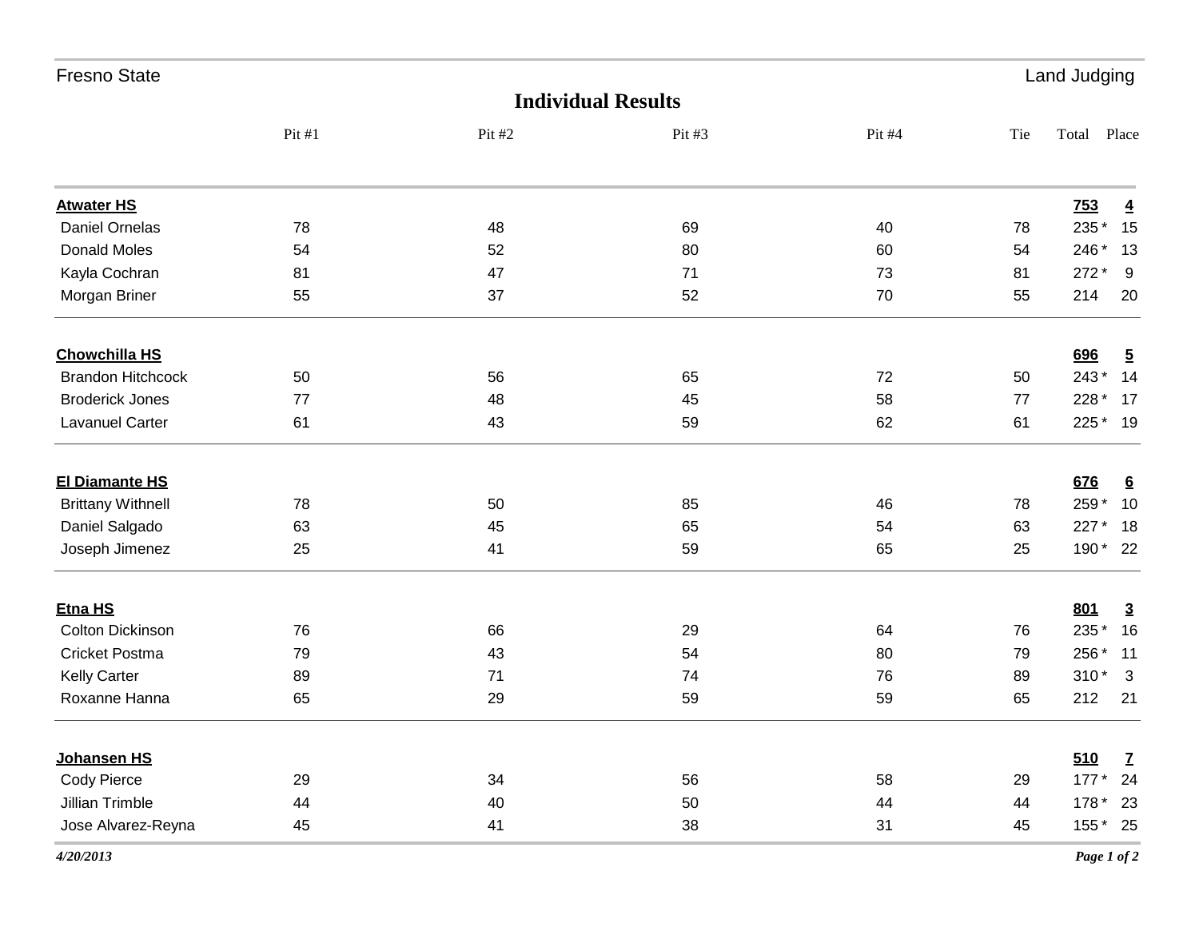Fresno State | Land Judging

## Individual Results

| | Pit #1 | Pit #2 | Pit #3 | Pit #4 | Tie | Total | Place |
|---|---|---|---|---|---|---|---|
| **Atwater HS** | | | | | | **753** | **4** |
| Daniel Ornelas | 78 | 48 | 69 | 40 | 78 | 235 * | 15 |
| Donald Moles | 54 | 52 | 80 | 60 | 54 | 246 * | 13 |
| Kayla Cochran | 81 | 47 | 71 | 73 | 81 | 272 * | 9 |
| Morgan Briner | 55 | 37 | 52 | 70 | 55 | 214 | 20 |
| **Chowchilla HS** | | | | | | **696** | **5** |
| Brandon Hitchcock | 50 | 56 | 65 | 72 | 50 | 243 * | 14 |
| Broderick Jones | 77 | 48 | 45 | 58 | 77 | 228 * | 17 |
| Lavanuel Carter | 61 | 43 | 59 | 62 | 61 | 225 * | 19 |
| **El Diamante HS** | | | | | | **676** | **6** |
| Brittany Withnell | 78 | 50 | 85 | 46 | 78 | 259 * | 10 |
| Daniel Salgado | 63 | 45 | 65 | 54 | 63 | 227 * | 18 |
| Joseph Jimenez | 25 | 41 | 59 | 65 | 25 | 190 * | 22 |
| **Etna HS** | | | | | | **801** | **3** |
| Colton Dickinson | 76 | 66 | 29 | 64 | 76 | 235 * | 16 |
| Cricket Postma | 79 | 43 | 54 | 80 | 79 | 256 * | 11 |
| Kelly Carter | 89 | 71 | 74 | 76 | 89 | 310 * | 3 |
| Roxanne Hanna | 65 | 29 | 59 | 59 | 65 | 212 | 21 |
| **Johansen HS** | | | | | | **510** | **7** |
| Cody Pierce | 29 | 34 | 56 | 58 | 29 | 177 * | 24 |
| Jillian Trimble | 44 | 40 | 50 | 44 | 44 | 178 * | 23 |
| Jose Alvarez-Reyna | 45 | 41 | 38 | 31 | 45 | 155 * | 25 |

*4/20/2013*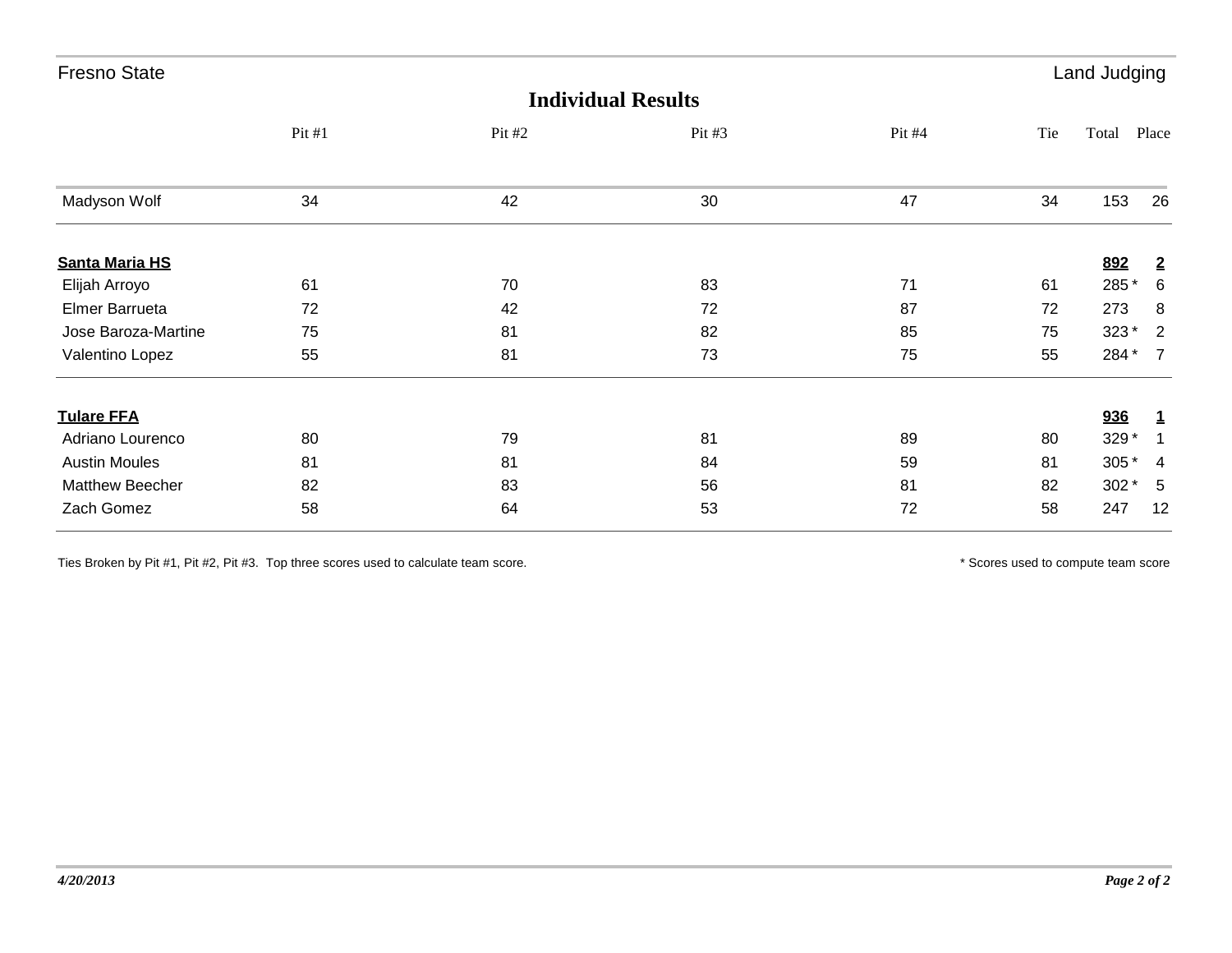Fresno State — Land Judging

## Individual Results

| | Pit #1 | Pit #2 | Pit #3 | Pit #4 | Tie | Total | Place |
|---|---|---|---|---|---|---|---|
| Madyson Wolf | 34 | 42 | 30 | 47 | 34 | 153 | 26 |
| **Santa Maria HS** | | | | | | **892** | **2** |
| Elijah Arroyo | 61 | 70 | 83 | 71 | 61 | 285 * | 6 |
| Elmer Barrueta | 72 | 42 | 72 | 87 | 72 | 273 | 8 |
| Jose Baroza-Martine | 75 | 81 | 82 | 85 | 75 | 323 * | 2 |
| Valentino Lopez | 55 | 81 | 73 | 75 | 55 | 284 * | 7 |
| **Tulare FFA** | | | | | | **936** | **1** |
| Adriano Lourenco | 80 | 79 | 81 | 89 | 80 | 329 * | 1 |
| Austin Moules | 81 | 81 | 84 | 59 | 81 | 305 * | 4 |
| Matthew Beecher | 82 | 83 | 56 | 81 | 82 | 302 * | 5 |
| Zach Gomez | 58 | 64 | 53 | 72 | 58 | 247 | 12 |

Ties Broken by Pit #1, Pit #2, Pit #3. Top three scores used to calculate team score.

* Scores used to compute team score

*4/20/2013*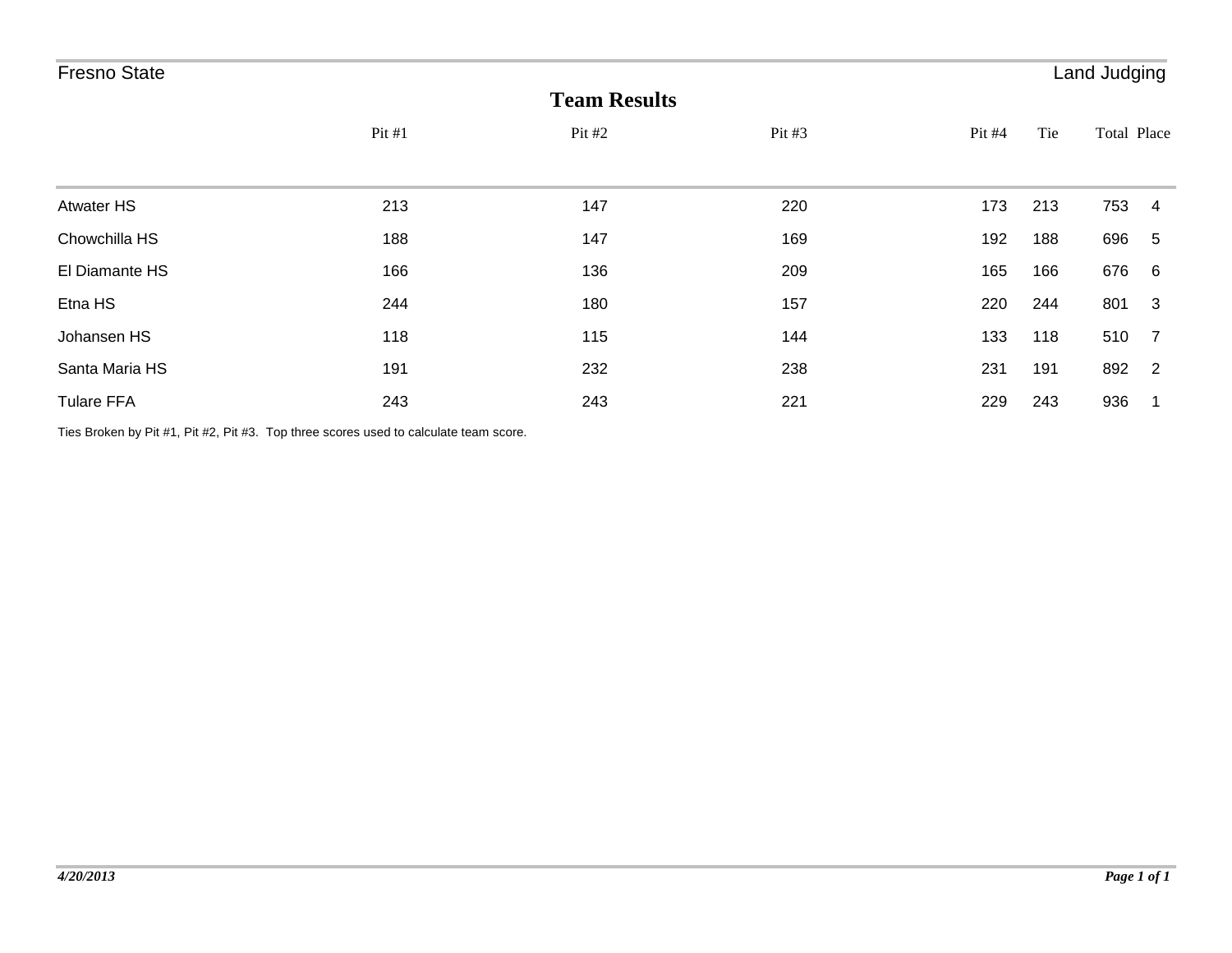Fresno State | Land Judging

## Team Results

| | Pit #1 | Pit #2 | Pit #3 | Pit #4 | Tie | Total | Place |
|---|---|---|---|---|---|---|---|
| Atwater HS | 213 | 147 | 220 | 173 | 213 | 753 | 4 |
| Chowchilla HS | 188 | 147 | 169 | 192 | 188 | 696 | 5 |
| El Diamante HS | 166 | 136 | 209 | 165 | 166 | 676 | 6 |
| Etna HS | 244 | 180 | 157 | 220 | 244 | 801 | 3 |
| Johansen HS | 118 | 115 | 144 | 133 | 118 | 510 | 7 |
| Santa Maria HS | 191 | 232 | 238 | 231 | 191 | 892 | 2 |
| Tulare FFA | 243 | 243 | 221 | 229 | 243 | 936 | 1 |

Ties Broken by Pit #1, Pit #2, Pit #3. Top three scores used to calculate team score.

*4/20/2013*